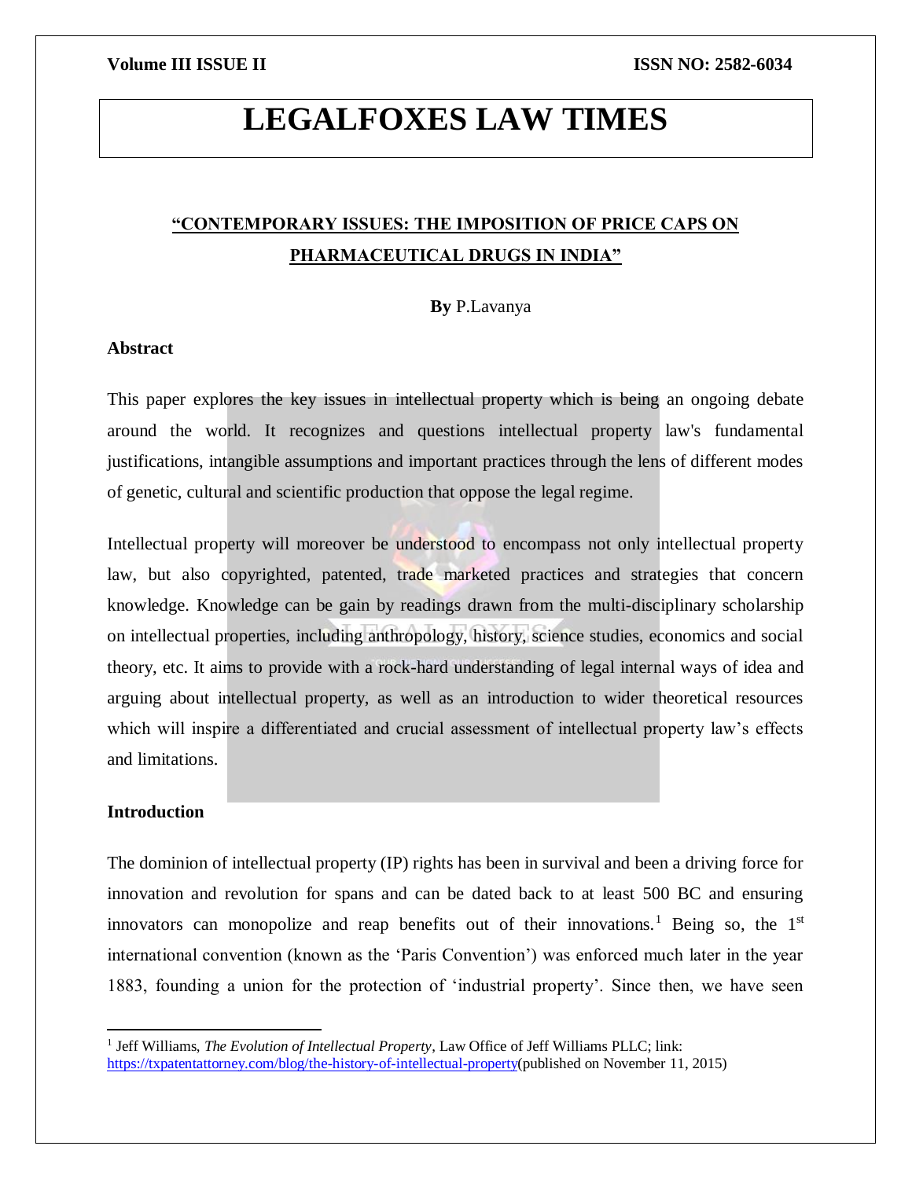# LEGALFOXES LAW TIMES

## “CONTEMPORARY ISSUES: THE IMPOSITION OF PRICE CAPS ON PHARMACEUTICAL DRUGS IN INDIA”

**By** P.Lavanya

### Abstract

This paper explores the key issues in intellectual property which is being an ongoing debate around the world. It recognizes and questions intellectual property law's fundamental justifications, intangible assumptions and important practices through the lens of different modes of genetic, cultural and scientific production that oppose the legal regime.

Intellectual property will moreover be understood to encompass not only intellectual property law, but also copyrighted, patented, trade marketed practices and strategies that concern knowledge. Knowledge can be gain by readings drawn from the multi-disciplinary scholarship on intellectual properties, including anthropology, history, science studies, economics and social theory, etc. It aims to provide with a rock-hard understanding of legal internal ways of idea and arguing about intellectual property, as well as an introduction to wider theoretical resources which will inspire a differentiated and crucial assessment of intellectual property law’s effects and limitations.

### Introduction

The dominion of intellectual property (IP) rights has been in survival and been a driving force for innovation and revolution for spans and can be dated back to at least 500 BC and ensuring innovators can monopolize and reap benefits out of their innovations.[1] Being so, the 1st international convention (known as the ‘Paris Convention’) was enforced much later in the year 1883, founding a union for the protection of ‘industrial property’. Since then, we have seen

---

[1] Jeff Williams, *The Evolution of Intellectual Property*, Law Office of Jeff Williams PLLC; link: https://txpatentattorney.com/blog/the-history-of-intellectual-property(published on November 11, 2015)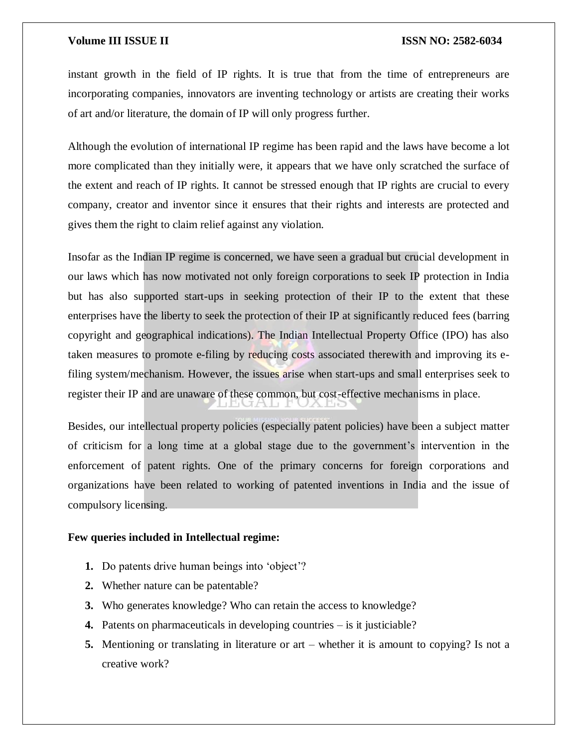instant growth in the field of IP rights. It is true that from the time of entrepreneurs are incorporating companies, innovators are inventing technology or artists are creating their works of art and/or literature, the domain of IP will only progress further.

Although the evolution of international IP regime has been rapid and the laws have become a lot more complicated than they initially were, it appears that we have only scratched the surface of the extent and reach of IP rights. It cannot be stressed enough that IP rights are crucial to every company, creator and inventor since it ensures that their rights and interests are protected and gives them the right to claim relief against any violation.

Insofar as the Indian IP regime is concerned, we have seen a gradual but crucial development in our laws which has now motivated not only foreign corporations to seek IP protection in India but has also supported start-ups in seeking protection of their IP to the extent that these enterprises have the liberty to seek the protection of their IP at significantly reduced fees (barring copyright and geographical indications). The Indian Intellectual Property Office (IPO) has also taken measures to promote e-filing by reducing costs associated therewith and improving its e-filing system/mechanism. However, the issues arise when start-ups and small enterprises seek to register their IP and are unaware of these common, but cost-effective mechanisms in place.

Besides, our intellectual property policies (especially patent policies) have been a subject matter of criticism for a long time at a global stage due to the government's intervention in the enforcement of patent rights. One of the primary concerns for foreign corporations and organizations have been related to working of patented inventions in India and the issue of compulsory licensing.

**Few queries included in Intellectual regime:**

1. Do patents drive human beings into 'object'?
2. Whether nature can be patentable?
3. Who generates knowledge? Who can retain the access to knowledge?
4. Patents on pharmaceuticals in developing countries – is it justiciable?
5. Mentioning or translating in literature or art – whether it is amount to copying? Is not a creative work?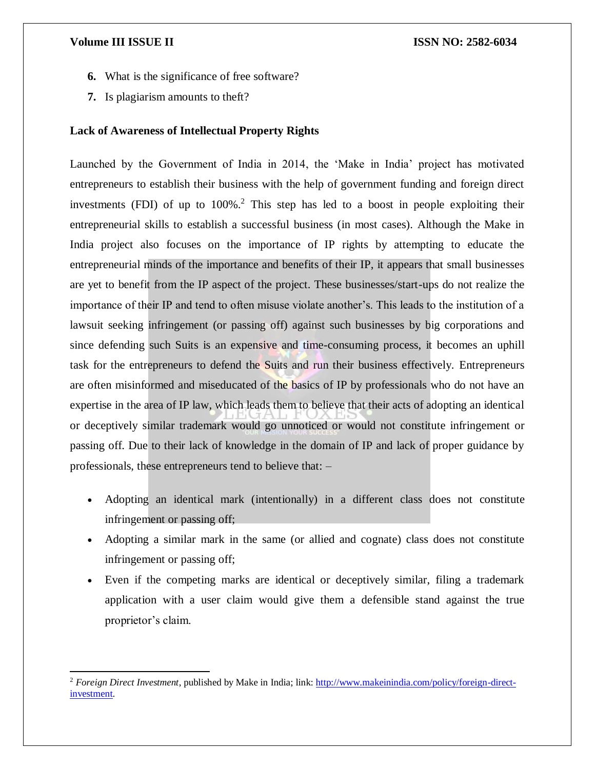6. What is the significance of free software?
7. Is plagiarism amounts to theft?

**Lack of Awareness of Intellectual Property Rights**

Launched by the Government of India in 2014, the 'Make in India' project has motivated entrepreneurs to establish their business with the help of government funding and foreign direct investments (FDI) of up to 100%.[2] This step has led to a boost in people exploiting their entrepreneurial skills to establish a successful business (in most cases). Although the Make in India project also focuses on the importance of IP rights by attempting to educate the entrepreneurial minds of the importance and benefits of their IP, it appears that small businesses are yet to benefit from the IP aspect of the project. These businesses/start-ups do not realize the importance of their IP and tend to often misuse violate another's. This leads to the institution of a lawsuit seeking infringement (or passing off) against such businesses by big corporations and since defending such Suits is an expensive and time-consuming process, it becomes an uphill task for the entrepreneurs to defend the Suits and run their business effectively. Entrepreneurs are often misinformed and miseducated of the basics of IP by professionals who do not have an expertise in the area of IP law, which leads them to believe that their acts of adopting an identical or deceptively similar trademark would go unnoticed or would not constitute infringement or passing off. Due to their lack of knowledge in the domain of IP and lack of proper guidance by professionals, these entrepreneurs tend to believe that: –

- Adopting an identical mark (intentionally) in a different class does not constitute infringement or passing off;
- Adopting a similar mark in the same (or allied and cognate) class does not constitute infringement or passing off;
- Even if the competing marks are identical or deceptively similar, filing a trademark application with a user claim would give them a defensible stand against the true proprietor's claim.

---

[2] *Foreign Direct Investment*, published by Make in India; link: http://www.makeinindia.com/policy/foreign-direct-investment.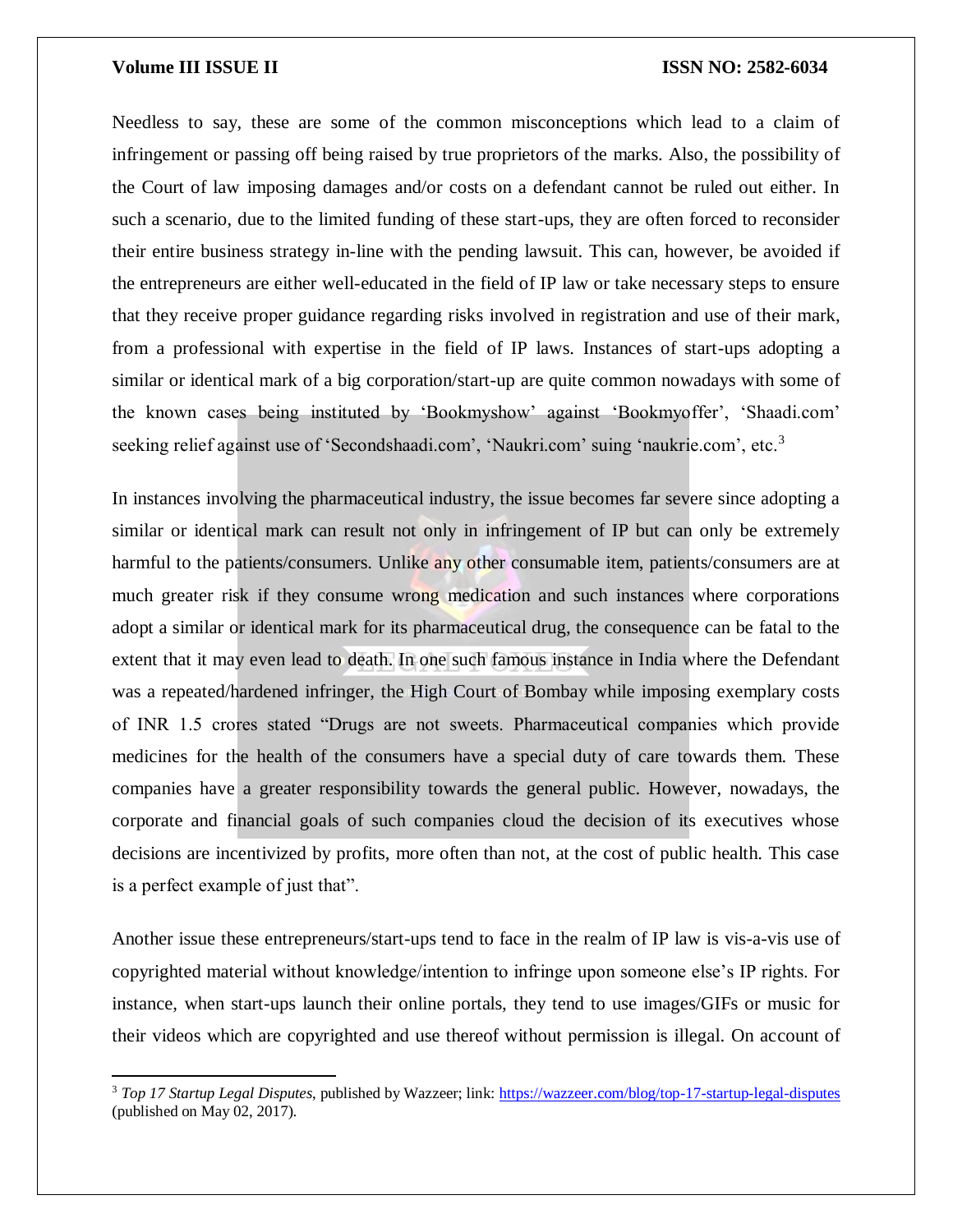Needless to say, these are some of the common misconceptions which lead to a claim of infringement or passing off being raised by true proprietors of the marks. Also, the possibility of the Court of law imposing damages and/or costs on a defendant cannot be ruled out either. In such a scenario, due to the limited funding of these start-ups, they are often forced to reconsider their entire business strategy in-line with the pending lawsuit. This can, however, be avoided if the entrepreneurs are either well-educated in the field of IP law or take necessary steps to ensure that they receive proper guidance regarding risks involved in registration and use of their mark, from a professional with expertise in the field of IP laws. Instances of start-ups adopting a similar or identical mark of a big corporation/start-up are quite common nowadays with some of the known cases being instituted by 'Bookmyshow' against 'Bookmyoffer', 'Shaadi.com' seeking relief against use of 'Secondshaadi.com', 'Naukri.com' suing 'naukrie.com', etc.[3]

In instances involving the pharmaceutical industry, the issue becomes far severe since adopting a similar or identical mark can result not only in infringement of IP but can only be extremely harmful to the patients/consumers. Unlike any other consumable item, patients/consumers are at much greater risk if they consume wrong medication and such instances where corporations adopt a similar or identical mark for its pharmaceutical drug, the consequence can be fatal to the extent that it may even lead to death. In one such famous instance in India where the Defendant was a repeated/hardened infringer, the High Court of Bombay while imposing exemplary costs of INR 1.5 crores stated "Drugs are not sweets. Pharmaceutical companies which provide medicines for the health of the consumers have a special duty of care towards them. These companies have a greater responsibility towards the general public. However, nowadays, the corporate and financial goals of such companies cloud the decision of its executives whose decisions are incentivized by profits, more often than not, at the cost of public health. This case is a perfect example of just that".

Another issue these entrepreneurs/start-ups tend to face in the realm of IP law is vis-a-vis use of copyrighted material without knowledge/intention to infringe upon someone else's IP rights. For instance, when start-ups launch their online portals, they tend to use images/GIFs or music for their videos which are copyrighted and use thereof without permission is illegal. On account of

---

[3] *Top 17 Startup Legal Disputes*, published by Wazzeer; link: https://wazzeer.com/blog/top-17-startup-legal-disputes (published on May 02, 2017).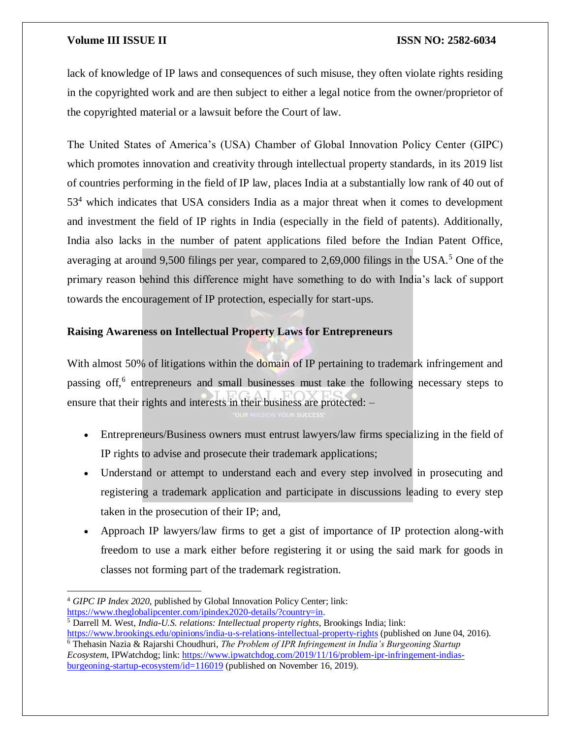lack of knowledge of IP laws and consequences of such misuse, they often violate rights residing in the copyrighted work and are then subject to either a legal notice from the owner/proprietor of the copyrighted material or a lawsuit before the Court of law.

The United States of America's (USA) Chamber of Global Innovation Policy Center (GIPC) which promotes innovation and creativity through intellectual property standards, in its 2019 list of countries performing in the field of IP law, places India at a substantially low rank of 40 out of 53[4] which indicates that USA considers India as a major threat when it comes to development and investment the field of IP rights in India (especially in the field of patents). Additionally, India also lacks in the number of patent applications filed before the Indian Patent Office, averaging at around 9,500 filings per year, compared to 2,69,000 filings in the USA.[5] One of the primary reason behind this difference might have something to do with India's lack of support towards the encouragement of IP protection, especially for start-ups.

**Raising Awareness on Intellectual Property Laws for Entrepreneurs**

With almost 50% of litigations within the domain of IP pertaining to trademark infringement and passing off,[6] entrepreneurs and small businesses must take the following necessary steps to ensure that their rights and interests in their business are protected: –

- Entrepreneurs/Business owners must entrust lawyers/law firms specializing in the field of IP rights to advise and prosecute their trademark applications;
- Understand or attempt to understand each and every step involved in prosecuting and registering a trademark application and participate in discussions leading to every step taken in the prosecution of their IP; and,
- Approach IP lawyers/law firms to get a gist of importance of IP protection along-with freedom to use a mark either before registering it or using the said mark for goods in classes not forming part of the trademark registration.

---

[4] *GIPC IP Index 2020*, published by Global Innovation Policy Center; link: https://www.theglobalipcenter.com/ipindex2020-details/?country=in.

[5] Darrell M. West, *India-U.S. relations: Intellectual property rights*, Brookings India; link: https://www.brookings.edu/opinions/india-u-s-relations-intellectual-property-rights (published on June 04, 2016).

[6] Thehasin Nazia & Rajarshi Choudhuri, *The Problem of IPR Infringement in India's Burgeoning Startup Ecosystem*, IPWatchdog; link: https://www.ipwatchdog.com/2019/11/16/problem-ipr-infringement-indias-burgeoning-startup-ecosystem/id=116019 (published on November 16, 2019).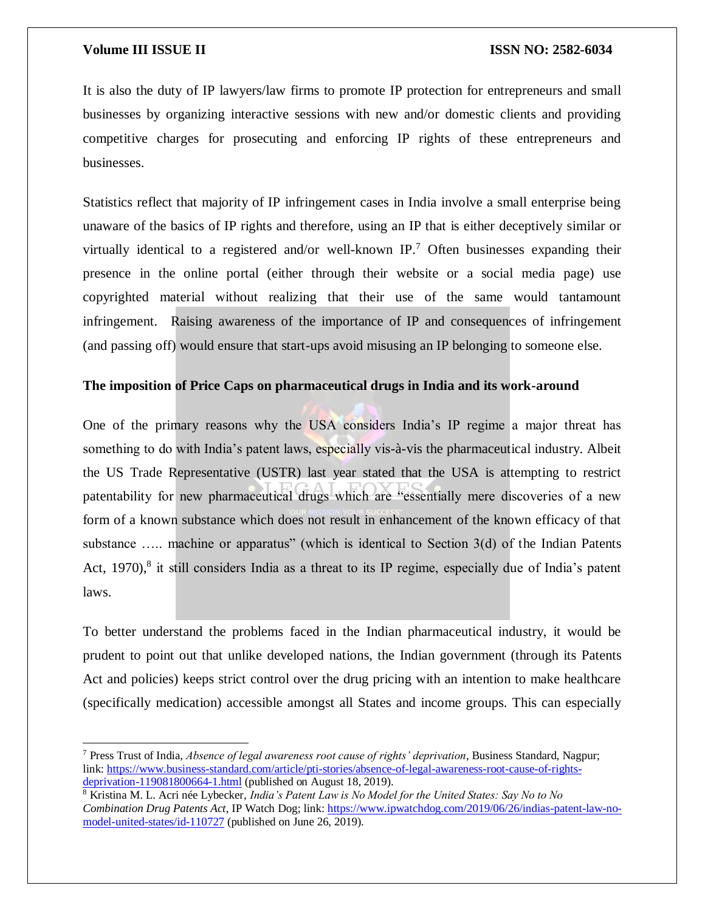It is also the duty of IP lawyers/law firms to promote IP protection for entrepreneurs and small businesses by organizing interactive sessions with new and/or domestic clients and providing competitive charges for prosecuting and enforcing IP rights of these entrepreneurs and businesses.

Statistics reflect that majority of IP infringement cases in India involve a small enterprise being unaware of the basics of IP rights and therefore, using an IP that is either deceptively similar or virtually identical to a registered and/or well-known IP.[7] Often businesses expanding their presence in the online portal (either through their website or a social media page) use copyrighted material without realizing that their use of the same would tantamount infringement. Raising awareness of the importance of IP and consequences of infringement (and passing off) would ensure that start-ups avoid misusing an IP belonging to someone else.

**The imposition of Price Caps on pharmaceutical drugs in India and its work-around**

One of the primary reasons why the USA considers India's IP regime a major threat has something to do with India's patent laws, especially vis-à-vis the pharmaceutical industry. Albeit the US Trade Representative (USTR) last year stated that the USA is attempting to restrict patentability for new pharmaceutical drugs which are "essentially mere discoveries of a new form of a known substance which does not result in enhancement of the known efficacy of that substance ….. machine or apparatus" (which is identical to Section 3(d) of the Indian Patents Act, 1970),[8] it still considers India as a threat to its IP regime, especially due of India's patent laws.

To better understand the problems faced in the Indian pharmaceutical industry, it would be prudent to point out that unlike developed nations, the Indian government (through its Patents Act and policies) keeps strict control over the drug pricing with an intention to make healthcare (specifically medication) accessible amongst all States and income groups. This can especially

---

[7] Press Trust of India, *Absence of legal awareness root cause of rights' deprivation*, Business Standard, Nagpur; link: https://www.business-standard.com/article/pti-stories/absence-of-legal-awareness-root-cause-of-rights-deprivation-119081800664-1.html (published on August 18, 2019).

[8] Kristina M. L. Acri née Lybecker, *India's Patent Law is No Model for the United States: Say No to No Combination Drug Patents Act*, IP Watch Dog; link: https://www.ipwatchdog.com/2019/06/26/indias-patent-law-no-model-united-states/id-110727 (published on June 26, 2019).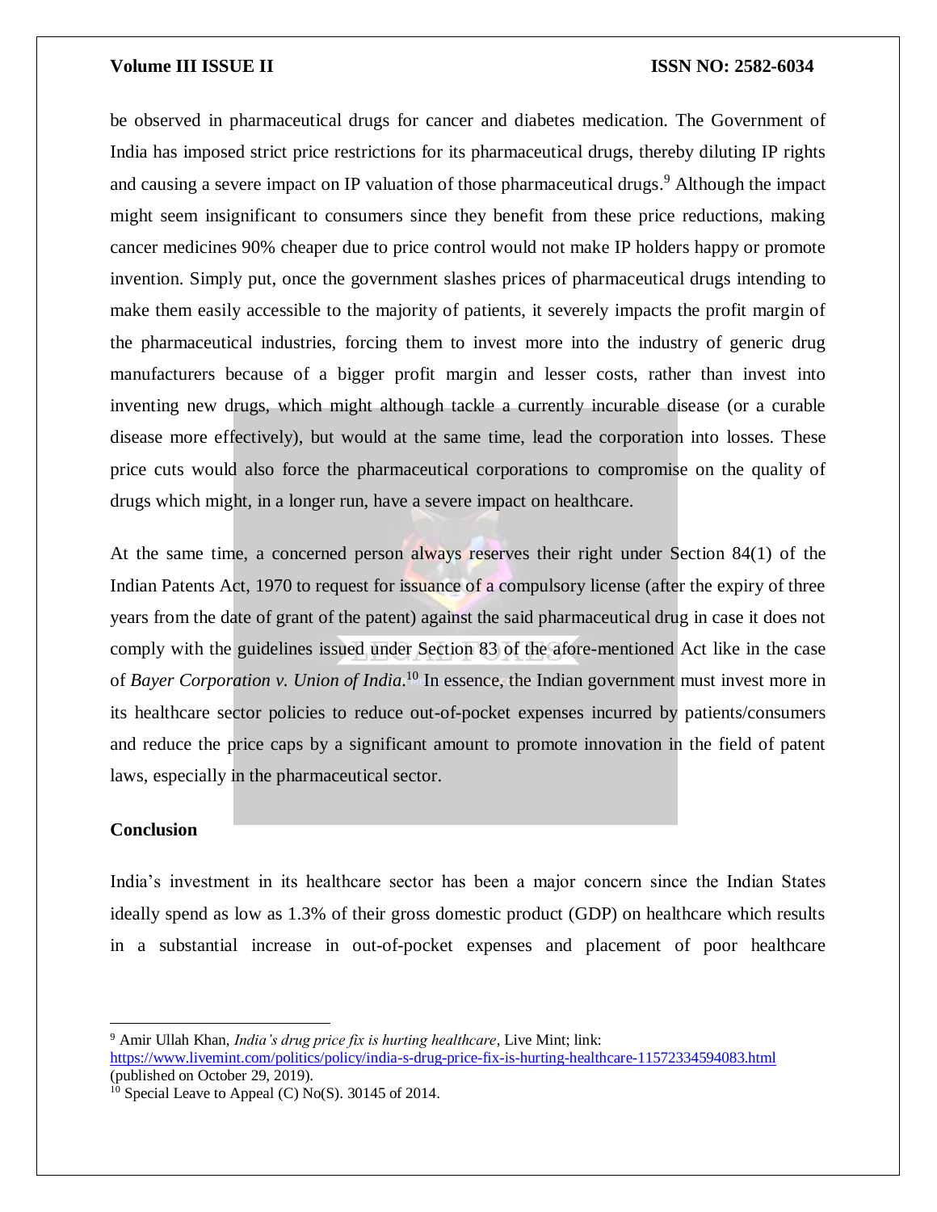be observed in pharmaceutical drugs for cancer and diabetes medication. The Government of India has imposed strict price restrictions for its pharmaceutical drugs, thereby diluting IP rights and causing a severe impact on IP valuation of those pharmaceutical drugs.[9] Although the impact might seem insignificant to consumers since they benefit from these price reductions, making cancer medicines 90% cheaper due to price control would not make IP holders happy or promote invention. Simply put, once the government slashes prices of pharmaceutical drugs intending to make them easily accessible to the majority of patients, it severely impacts the profit margin of the pharmaceutical industries, forcing them to invest more into the industry of generic drug manufacturers because of a bigger profit margin and lesser costs, rather than invest into inventing new drugs, which might although tackle a currently incurable disease (or a curable disease more effectively), but would at the same time, lead the corporation into losses. These price cuts would also force the pharmaceutical corporations to compromise on the quality of drugs which might, in a longer run, have a severe impact on healthcare.

At the same time, a concerned person always reserves their right under Section 84(1) of the Indian Patents Act, 1970 to request for issuance of a compulsory license (after the expiry of three years from the date of grant of the patent) against the said pharmaceutical drug in case it does not comply with the guidelines issued under Section 83 of the afore-mentioned Act like in the case of *Bayer Corporation v. Union of India*.[10] In essence, the Indian government must invest more in its healthcare sector policies to reduce out-of-pocket expenses incurred by patients/consumers and reduce the price caps by a significant amount to promote innovation in the field of patent laws, especially in the pharmaceutical sector.

## Conclusion

India's investment in its healthcare sector has been a major concern since the Indian States ideally spend as low as 1.3% of their gross domestic product (GDP) on healthcare which results in a substantial increase in out-of-pocket expenses and placement of poor healthcare

---

[9] Amir Ullah Khan, *India's drug price fix is hurting healthcare*, Live Mint; link: https://www.livemint.com/politics/policy/india-s-drug-price-fix-is-hurting-healthcare-11572334594083.html (published on October 29, 2019).

[10] Special Leave to Appeal (C) No(S). 30145 of 2014.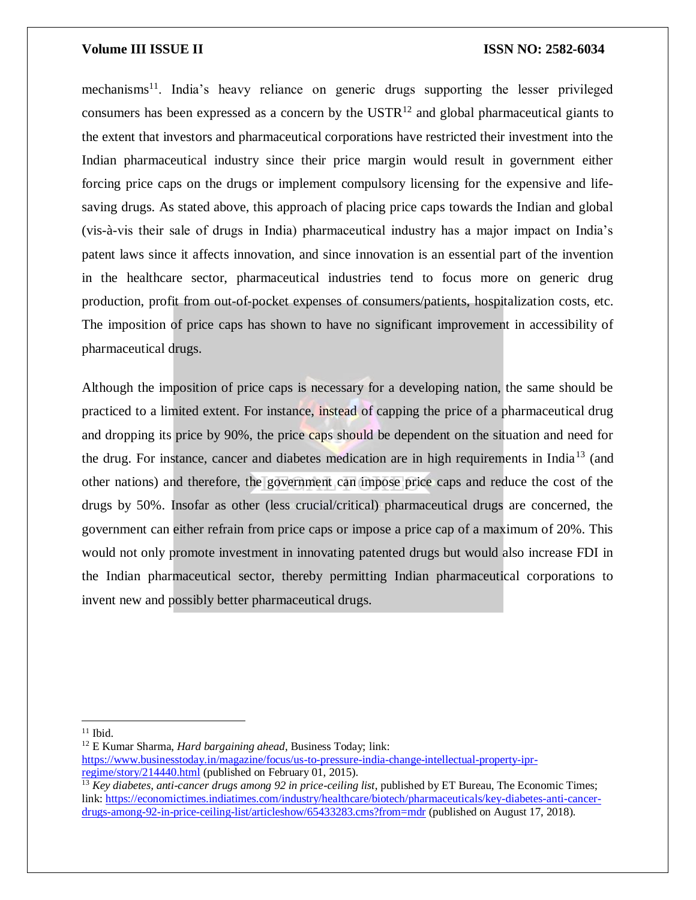mechanisms[11]. India's heavy reliance on generic drugs supporting the lesser privileged consumers has been expressed as a concern by the USTR[12] and global pharmaceutical giants to the extent that investors and pharmaceutical corporations have restricted their investment into the Indian pharmaceutical industry since their price margin would result in government either forcing price caps on the drugs or implement compulsory licensing for the expensive and life-saving drugs. As stated above, this approach of placing price caps towards the Indian and global (vis-à-vis their sale of drugs in India) pharmaceutical industry has a major impact on India's patent laws since it affects innovation, and since innovation is an essential part of the invention in the healthcare sector, pharmaceutical industries tend to focus more on generic drug production, profit from out-of-pocket expenses of consumers/patients, hospitalization costs, etc. The imposition of price caps has shown to have no significant improvement in accessibility of pharmaceutical drugs.

Although the imposition of price caps is necessary for a developing nation, the same should be practiced to a limited extent. For instance, instead of capping the price of a pharmaceutical drug and dropping its price by 90%, the price caps should be dependent on the situation and need for the drug. For instance, cancer and diabetes medication are in high requirements in India[13] (and other nations) and therefore, the government can impose price caps and reduce the cost of the drugs by 50%. Insofar as other (less crucial/critical) pharmaceutical drugs are concerned, the government can either refrain from price caps or impose a price cap of a maximum of 20%. This would not only promote investment in innovating patented drugs but would also increase FDI in the Indian pharmaceutical sector, thereby permitting Indian pharmaceutical corporations to invent new and possibly better pharmaceutical drugs.

---

[11] Ibid.

[12] E Kumar Sharma, *Hard bargaining ahead*, Business Today; link: https://www.businesstoday.in/magazine/focus/us-to-pressure-india-change-intellectual-property-ipr-regime/story/214440.html (published on February 01, 2015).

[13] *Key diabetes, anti-cancer drugs among 92 in price-ceiling list*, published by ET Bureau, The Economic Times; link: https://economictimes.indiatimes.com/industry/healthcare/biotech/pharmaceuticals/key-diabetes-anti-cancer-drugs-among-92-in-price-ceiling-list/articleshow/65433283.cms?from=mdr (published on August 17, 2018).